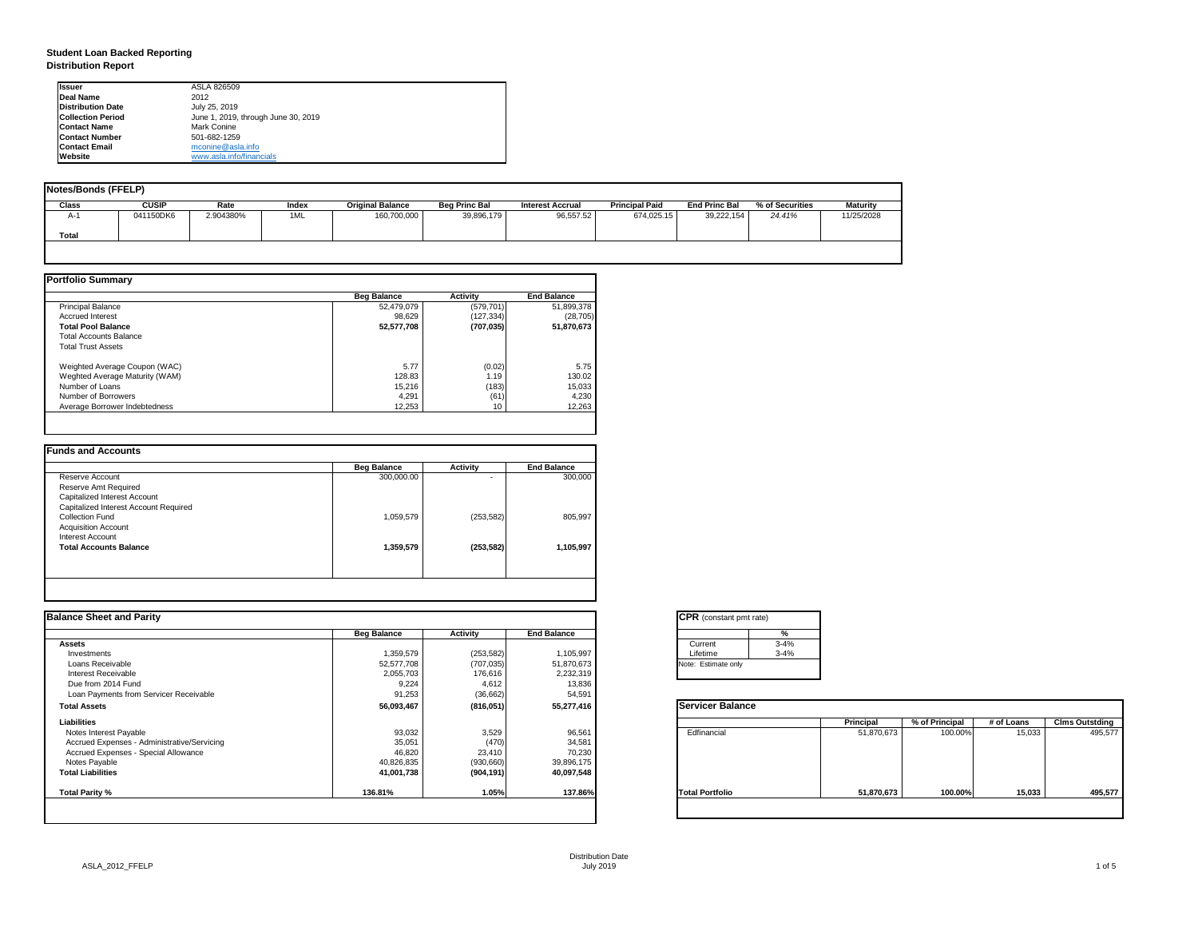# Student Loan Backed Reporting

## Distribution Report

| | |
|---|---|
| **Issuer** | ASLA 826509 |
| **Deal Name** | 2012 |
| **Distribution Date** | July 25, 2019 |
| **Collection Period** | June 1, 2019, through June 30, 2019 |
| **Contact Name** | Mark Conine |
| **Contact Number** | 501-682-1259 |
| **Contact Email** | mconine@asla.info |
| **Website** | www.asla.info/financials |

### Notes/Bonds (FFELP)

| Class | CUSIP | Rate | Index | Original Balance | Beg Princ Bal | Interest Accrual | Principal Paid | End Princ Bal | % of Securities | Maturity |
|---|---|---|---|---|---|---|---|---|---|---|
| A-1 | 041150DK6 | 2.904380% | 1ML | 160,700,000 | 39,896,179 | 96,557.52 | 674,025.15 | 39,222,154 | *24.41%* | 11/25/2028 |
| **Total** | | | | | | | | | | |

### Portfolio Summary

| | Beg Balance | Activity | End Balance |
|---|---|---|---|
| Principal Balance | 52,479,079 | (579,701) | 51,899,378 |
| Accrued Interest | 98,629 | (127,334) | (28,705) |
| **Total Pool Balance** | **52,577,708** | **(707,035)** | **51,870,673** |
| Total Accounts Balance | | | |
| Total Trust Assets | | | |
| | | | |
| Weighted Average Coupon (WAC) | 5.77 | (0.02) | 5.75 |
| Weghted Average Maturity (WAM) | 128.83 | 1.19 | 130.02 |
| Number of Loans | 15,216 | (183) | 15,033 |
| Number of Borrowers | 4,291 | (61) | 4,230 |
| Average Borrower Indebtedness | 12,253 | 10 | 12,263 |

### Funds and Accounts

| | Beg Balance | Activity | End Balance |
|---|---|---|---|
| Reserve Account | 300,000.00 | - | 300,000 |
| Reserve Amt Required | | | |
| Capitalized Interest Account | | | |
| Capitalized Interest Account Required | | | |
| Collection Fund | 1,059,579 | (253,582) | 805,997 |
| Acquisition Account | | | |
| Interest Account | | | |
| **Total Accounts Balance** | **1,359,579** | **(253,582)** | **1,105,997** |

### Balance Sheet and Parity

| | Beg Balance | Activity | End Balance |
|---|---|---|---|
| **Assets** | | | |
| Investments | 1,359,579 | (253,582) | 1,105,997 |
| Loans Receivable | 52,577,708 | (707,035) | 51,870,673 |
| Interest Receivable | 2,055,703 | 176,616 | 2,232,319 |
| Due from 2014 Fund | 9,224 | 4,612 | 13,836 |
| Loan Payments from Servicer Receivable | 91,253 | (36,662) | 54,591 |
| **Total Assets** | **56,093,467** | **(816,051)** | **55,277,416** |
| **Liabilities** | | | |
| Notes Interest Payable | 93,032 | 3,529 | 96,561 |
| Accrued Expenses - Administrative/Servicing | 35,051 | (470) | 34,581 |
| Accrued Expenses - Special Allowance | 46,820 | 23,410 | 70,230 |
| Notes Payable | 40,826,835 | (930,660) | 39,896,175 |
| **Total Liabilities** | **41,001,738** | **(904,191)** | **40,097,548** |
| | | | |
| **Total Parity %** | **136.81%** | **1.05%** | **137.86%** |

### CPR (constant pmt rate)

| | % |
|---|---|
| Current | 3-4% |
| Lifetime | 3-4% |

Note: Estimate only

### Servicer Balance

| | Principal | % of Principal | # of Loans | Clms Outstding |
|---|---|---|---|---|
| Edfinancial | 51,870,673 | 100.00% | 15,033 | 495,577 |
| **Total Portfolio** | **51,870,673** | **100.00%** | **15,033** | **495,577** |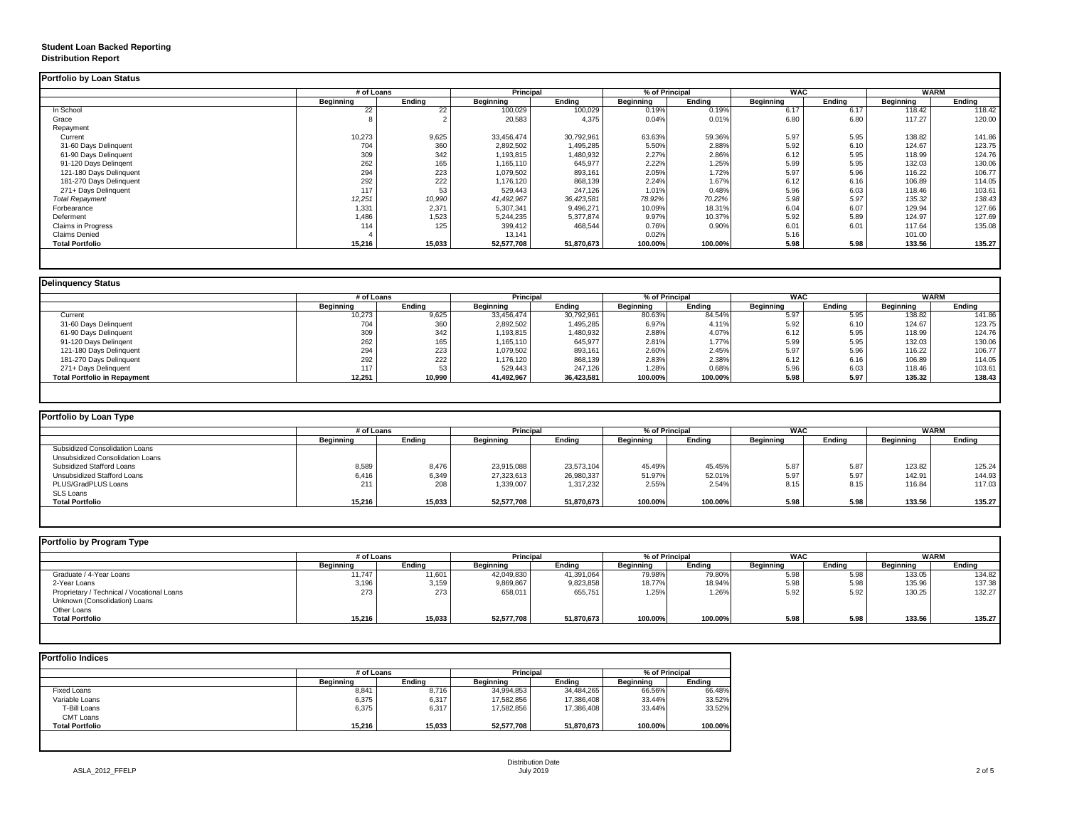**Student Loan Backed Reporting**
**Distribution Report**

## Portfolio by Loan Status

| | # of Loans | | Principal | | % of Principal | | WAC | | WARM | |
|---|---|---|---|---|---|---|---|---|---|---|
| | Beginning | Ending | Beginning | Ending | Beginning | Ending | Beginning | Ending | Beginning | Ending |
| In School | 22 | 22 | 100,029 | 100,029 | 0.19% | 0.19% | 6.17 | 6.17 | 118.42 | 118.42 |
| Grace | 8 | 2 | 20,583 | 4,375 | 0.04% | 0.01% | 6.80 | 6.80 | 117.27 | 120.00 |
| Repayment | | | | | | | | | | |
| Current | 10,273 | 9,625 | 33,456,474 | 30,792,961 | 63.63% | 59.36% | 5.97 | 5.95 | 138.82 | 141.86 |
| 31-60 Days Delinquent | 704 | 360 | 2,892,502 | 1,495,285 | 5.50% | 2.88% | 5.92 | 6.10 | 124.67 | 123.75 |
| 61-90 Days Delinquent | 309 | 342 | 1,193,815 | 1,480,932 | 2.27% | 2.86% | 6.12 | 5.95 | 118.99 | 124.76 |
| 91-120 Days Delingent | 262 | 165 | 1,165,110 | 645,977 | 2.22% | 1.25% | 5.99 | 5.95 | 132.03 | 130.06 |
| 121-180 Days Delinquent | 294 | 223 | 1,079,502 | 893,161 | 2.05% | 1.72% | 5.97 | 5.96 | 116.22 | 106.77 |
| 181-270 Days Delinquent | 292 | 222 | 1,176,120 | 868,139 | 2.24% | 1.67% | 6.12 | 6.16 | 106.89 | 114.05 |
| 271+ Days Delinquent | 117 | 53 | 529,443 | 247,126 | 1.01% | 0.48% | 5.96 | 6.03 | 118.46 | 103.61 |
| *Total Repayment* | *12,251* | *10,990* | *41,492,967* | *36,423,581* | *78.92%* | *70.22%* | *5.98* | *5.97* | *135.32* | *138.43* |
| Forbearance | 1,331 | 2,371 | 5,307,341 | 9,496,271 | 10.09% | 18.31% | 6.04 | 6.07 | 129.94 | 127.66 |
| Deferment | 1,486 | 1,523 | 5,244,235 | 5,377,874 | 9.97% | 10.37% | 5.92 | 5.89 | 124.97 | 127.69 |
| Claims in Progress | 114 | 125 | 399,412 | 468,544 | 0.76% | 0.90% | 6.01 | 6.01 | 117.64 | 135.08 |
| Claims Denied | 4 | | 13,141 | | 0.02% | | 5.16 | | 101.00 | |
| **Total Portfolio** | **15,216** | **15,033** | **52,577,708** | **51,870,673** | **100.00%** | **100.00%** | **5.98** | **5.98** | **133.56** | **135.27** |

## Delinquency Status

| | # of Loans | | Principal | | % of Principal | | WAC | | WARM | |
|---|---|---|---|---|---|---|---|---|---|---|
| | Beginning | Ending | Beginning | Ending | Beginning | Ending | Beginning | Ending | Beginning | Ending |
| Current | 10,273 | 9,625 | 33,456,474 | 30,792,961 | 80.63% | 84.54% | 5.97 | 5.95 | 138.82 | 141.86 |
| 31-60 Days Delinquent | 704 | 360 | 2,892,502 | 1,495,285 | 6.97% | 4.11% | 5.92 | 6.10 | 124.67 | 123.75 |
| 61-90 Days Delinquent | 309 | 342 | 1,193,815 | 1,480,932 | 2.88% | 4.07% | 6.12 | 5.95 | 118.99 | 124.76 |
| 91-120 Days Delingent | 262 | 165 | 1,165,110 | 645,977 | 2.81% | 1.77% | 5.99 | 5.95 | 132.03 | 130.06 |
| 121-180 Days Delinquent | 294 | 223 | 1,079,502 | 893,161 | 2.60% | 2.45% | 5.97 | 5.96 | 116.22 | 106.77 |
| 181-270 Days Delinquent | 292 | 222 | 1,176,120 | 868,139 | 2.83% | 2.38% | 6.12 | 6.16 | 106.89 | 114.05 |
| 271+ Days Delinquent | 117 | 53 | 529,443 | 247,126 | 1.28% | 0.68% | 5.96 | 6.03 | 118.46 | 103.61 |
| **Total Portfolio in Repayment** | **12,251** | **10,990** | **41,492,967** | **36,423,581** | **100.00%** | **100.00%** | **5.98** | **5.97** | **135.32** | **138.43** |

## Portfolio by Loan Type

| | # of Loans | | Principal | | % of Principal | | WAC | | WARM | |
|---|---|---|---|---|---|---|---|---|---|---|
| | Beginning | Ending | Beginning | Ending | Beginning | Ending | Beginning | Ending | Beginning | Ending |
| Subsidized Consolidation Loans | | | | | | | | | | |
| Unsubsidized Consolidation Loans | | | | | | | | | | |
| Subsidized Stafford Loans | 8,589 | 8,476 | 23,915,088 | 23,573,104 | 45.49% | 45.45% | 5.87 | 5.87 | 123.82 | 125.24 |
| Unsubsidized Stafford Loans | 6,416 | 6,349 | 27,323,613 | 26,980,337 | 51.97% | 52.01% | 5.97 | 5.97 | 142.91 | 144.93 |
| PLUS/GradPLUS Loans | 211 | 208 | 1,339,007 | 1,317,232 | 2.55% | 2.54% | 8.15 | 8.15 | 116.84 | 117.03 |
| SLS Loans | | | | | | | | | | |
| **Total Portfolio** | **15,216** | **15,033** | **52,577,708** | **51,870,673** | **100.00%** | **100.00%** | **5.98** | **5.98** | **133.56** | **135.27** |

## Portfolio by Program Type

| | # of Loans | | Principal | | % of Principal | | WAC | | WARM | |
|---|---|---|---|---|---|---|---|---|---|---|
| | Beginning | Ending | Beginning | Ending | Beginning | Ending | Beginning | Ending | Beginning | Ending |
| Graduate / 4-Year Loans | 11,747 | 11,601 | 42,049,830 | 41,391,064 | 79.98% | 79.80% | 5.98 | 5.98 | 133.05 | 134.82 |
| 2-Year Loans | 3,196 | 3,159 | 9,869,867 | 9,823,858 | 18.77% | 18.94% | 5.98 | 5.98 | 135.96 | 137.38 |
| Proprietary / Technical / Vocational Loans | 273 | 273 | 658,011 | 655,751 | 1.25% | 1.26% | 5.92 | 5.92 | 130.25 | 132.27 |
| Unknown (Consolidation) Loans | | | | | | | | | | |
| Other Loans | | | | | | | | | | |
| **Total Portfolio** | **15,216** | **15,033** | **52,577,708** | **51,870,673** | **100.00%** | **100.00%** | **5.98** | **5.98** | **133.56** | **135.27** |

## Portfolio Indices

| | # of Loans | | Principal | | % of Principal | |
|---|---|---|---|---|---|---|
| | Beginning | Ending | Beginning | Ending | Beginning | Ending |
| Fixed Loans | 8,841 | 8,716 | 34,994,853 | 34,484,265 | 66.56% | 66.48% |
| Variable Loans | 6,375 | 6,317 | 17,582,856 | 17,386,408 | 33.44% | 33.52% |
| T-Bill Loans | 6,375 | 6,317 | 17,582,856 | 17,386,408 | 33.44% | 33.52% |
| CMT Loans | | | | | | |
| **Total Portfolio** | **15,216** | **15,033** | **52,577,708** | **51,870,673** | **100.00%** | **100.00%** |

ASLA_2012_FFELP

Distribution Date
July 2019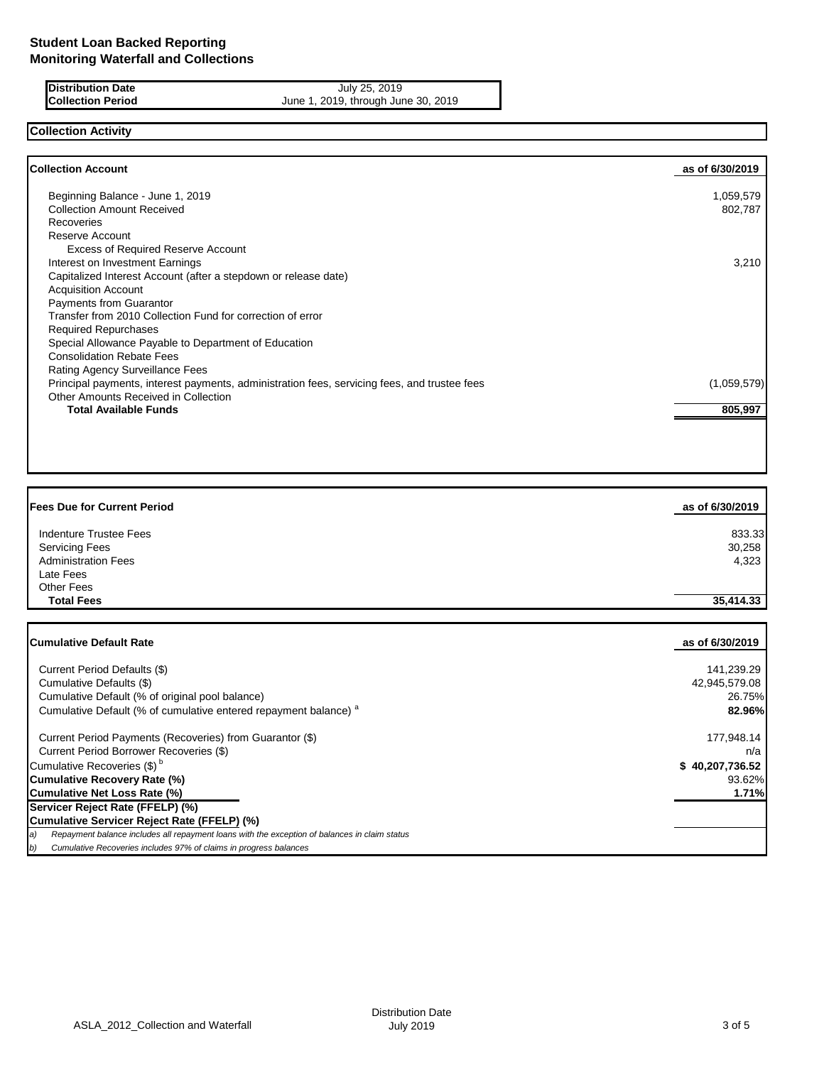# Student Loan Backed Reporting
## Monitoring Waterfall and Collections

| | |
|---|---|
| **Distribution Date** | July 25, 2019 |
| **Collection Period** | June 1, 2019, through June 30, 2019 |

**Collection Activity**

| **Collection Account** | **as of 6/30/2019** |
|---|---|
| Beginning Balance - June 1, 2019 | 1,059,579 |
| Collection Amount Received | 802,787 |
| Recoveries | |
| Reserve Account | |
| Excess of Required Reserve Account | |
| Interest on Investment Earnings | 3,210 |
| Capitalized Interest Account (after a stepdown or release date) | |
| Acquisition Account | |
| Payments from Guarantor | |
| Transfer from 2010 Collection Fund for correction of error | |
| Required Repurchases | |
| Special Allowance Payable to Department of Education | |
| Consolidation Rebate Fees | |
| Rating Agency Surveillance Fees | |
| Principal payments, interest payments, administration fees, servicing fees, and trustee fees | (1,059,579) |
| Other Amounts Received in Collection | |
| **Total Available Funds** | **805,997** |

| **Fees Due for Current Period** | **as of 6/30/2019** |
|---|---|
| Indenture Trustee Fees | 833.33 |
| Servicing Fees | 30,258 |
| Administration Fees | 4,323 |
| Late Fees | |
| Other Fees | |
| **Total Fees** | **35,414.33** |

| **Cumulative Default Rate** | **as of 6/30/2019** |
|---|---|
| Current Period Defaults ($) | 141,239.29 |
| Cumulative Defaults ($) | 42,945,579.08 |
| Cumulative Default (% of original pool balance) | 26.75% |
| Cumulative Default (% of cumulative entered repayment balance) [a] | **82.96%** |
| Current Period Payments (Recoveries) from Guarantor ($) | 177,948.14 |
| Current Period Borrower Recoveries ($) | n/a |
| Cumulative Recoveries ($) [b] | **$ 40,207,736.52** |
| **Cumulative Recovery Rate (%)** | 93.62% |
| **Cumulative Net Loss Rate (%)** | **1.71%** |
| **Servicer Reject Rate (FFELP) (%)** | |
| **Cumulative Servicer Reject Rate (FFELP) (%)** | |

*a) Repayment balance includes all repayment loans with the exception of balances in claim status*

*b) Cumulative Recoveries includes 97% of claims in progress balances*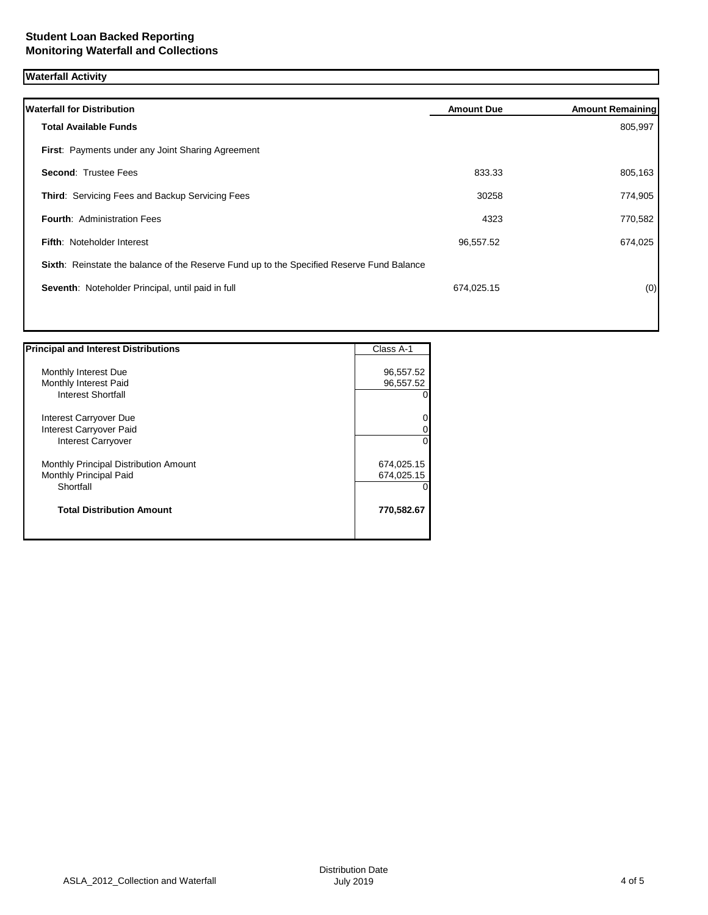**Student Loan Backed Reporting**
**Monitoring Waterfall and Collections**

**Waterfall Activity**

| **Waterfall for Distribution** | **Amount Due** | **Amount Remaining** |
|---|---|---|
| **Total Available Funds** | | 805,997 |
| **First**: Payments under any Joint Sharing Agreement | | |
| **Second**: Trustee Fees | 833.33 | 805,163 |
| **Third**: Servicing Fees and Backup Servicing Fees | 30258 | 774,905 |
| **Fourth**: Administration Fees | 4323 | 770,582 |
| **Fifth**: Noteholder Interest | 96,557.52 | 674,025 |
| **Sixth**: Reinstate the balance of the Reserve Fund up to the Specified Reserve Fund Balance | | |
| **Seventh**: Noteholder Principal, until paid in full | 674,025.15 | (0) |

| **Principal and Interest Distributions** | Class A-1 |
|---|---|
| Monthly Interest Due | 96,557.52 |
| Monthly Interest Paid | 96,557.52 |
| Interest Shortfall | 0 |
| Interest Carryover Due | 0 |
| Interest Carryover Paid | 0 |
| Interest Carryover | 0 |
| Monthly Principal Distribution Amount | 674,025.15 |
| Monthly Principal Paid | 674,025.15 |
| Shortfall | 0 |
| **Total Distribution Amount** | **770,582.67** |

ASLA_2012_Collection and Waterfall

Distribution Date
July 2019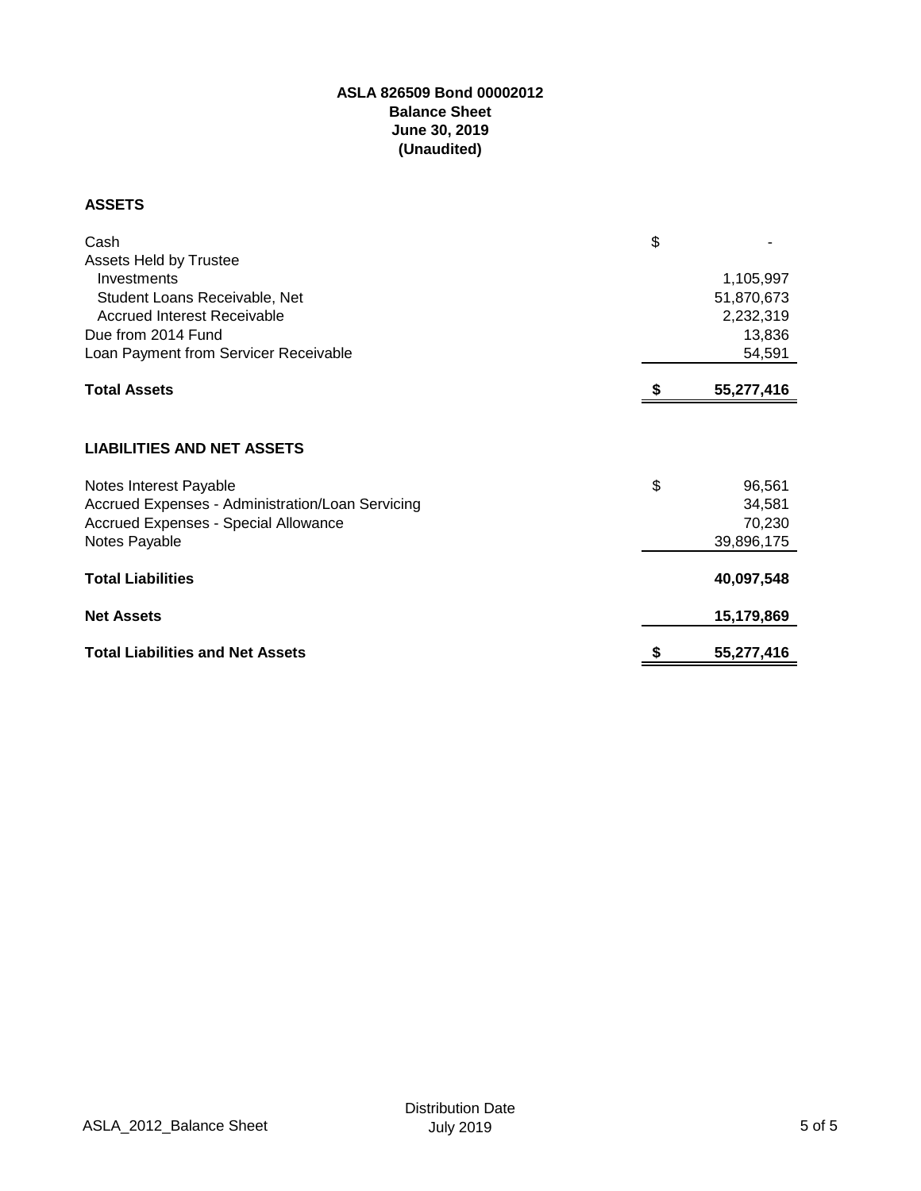**ASLA 826509 Bond 00002012**
**Balance Sheet**
**June 30, 2019**
**(Unaudited)**

## ASSETS

| | | |
|---|---|---|
| Cash | $ | - |
| Assets Held by Trustee | | |
| Investments | | 1,105,997 |
| Student Loans Receivable, Net | | 51,870,673 |
| Accrued Interest Receivable | | 2,232,319 |
| Due from 2014 Fund | | 13,836 |
| Loan Payment from Servicer Receivable | | 54,591 |
| **Total Assets** | **$** | **55,277,416** |

## LIABILITIES AND NET ASSETS

| | | |
|---|---|---|
| Notes Interest Payable | $ | 96,561 |
| Accrued Expenses - Administration/Loan Servicing | | 34,581 |
| Accrued Expenses - Special Allowance | | 70,230 |
| Notes Payable | | 39,896,175 |
| **Total Liabilities** | | **40,097,548** |
| **Net Assets** | | **15,179,869** |
| **Total Liabilities and Net Assets** | **$** | **55,277,416** |

ASLA_2012_Balance Sheet

Distribution Date
July 2019